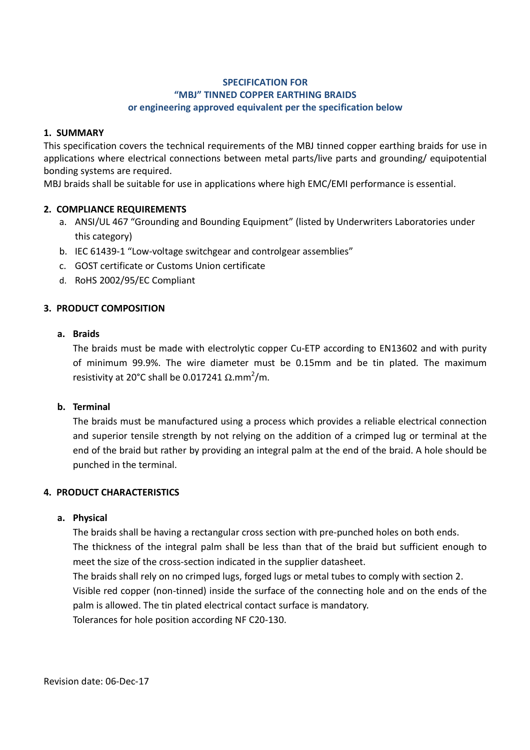# SPECIFICATION FOR
# "MBJ" TINNED COPPER EARTHING BRAIDS
# or engineering approved equivalent per the specification below

## 1. SUMMARY

This specification covers the technical requirements of the MBJ tinned copper earthing braids for use in applications where electrical connections between metal parts/live parts and grounding/ equipotential bonding systems are required.

MBJ braids shall be suitable for use in applications where high EMC/EMI performance is essential.

## 2. COMPLIANCE REQUIREMENTS

a. ANSI/UL 467 "Grounding and Bounding Equipment" (listed by Underwriters Laboratories under this category)
b. IEC 61439-1 "Low-voltage switchgear and controlgear assemblies"
c. GOST certificate or Customs Union certificate
d. RoHS 2002/95/EC Compliant

## 3. PRODUCT COMPOSITION

### a. Braids

The braids must be made with electrolytic copper Cu-ETP according to EN13602 and with purity of minimum 99.9%. The wire diameter must be 0.15mm and be tin plated. The maximum resistivity at 20°C shall be 0.017241 $\Omega.mm^2/m$.

### b. Terminal

The braids must be manufactured using a process which provides a reliable electrical connection and superior tensile strength by not relying on the addition of a crimped lug or terminal at the end of the braid but rather by providing an integral palm at the end of the braid. A hole should be punched in the terminal.

## 4. PRODUCT CHARACTERISTICS

### a. Physical

The braids shall be having a rectangular cross section with pre-punched holes on both ends.

The thickness of the integral palm shall be less than that of the braid but sufficient enough to meet the size of the cross-section indicated in the supplier datasheet.

The braids shall rely on no crimped lugs, forged lugs or metal tubes to comply with section 2.

Visible red copper (non-tinned) inside the surface of the connecting hole and on the ends of the palm is allowed. The tin plated electrical contact surface is mandatory.

Tolerances for hole position according NF C20-130.

Revision date: 06-Dec-17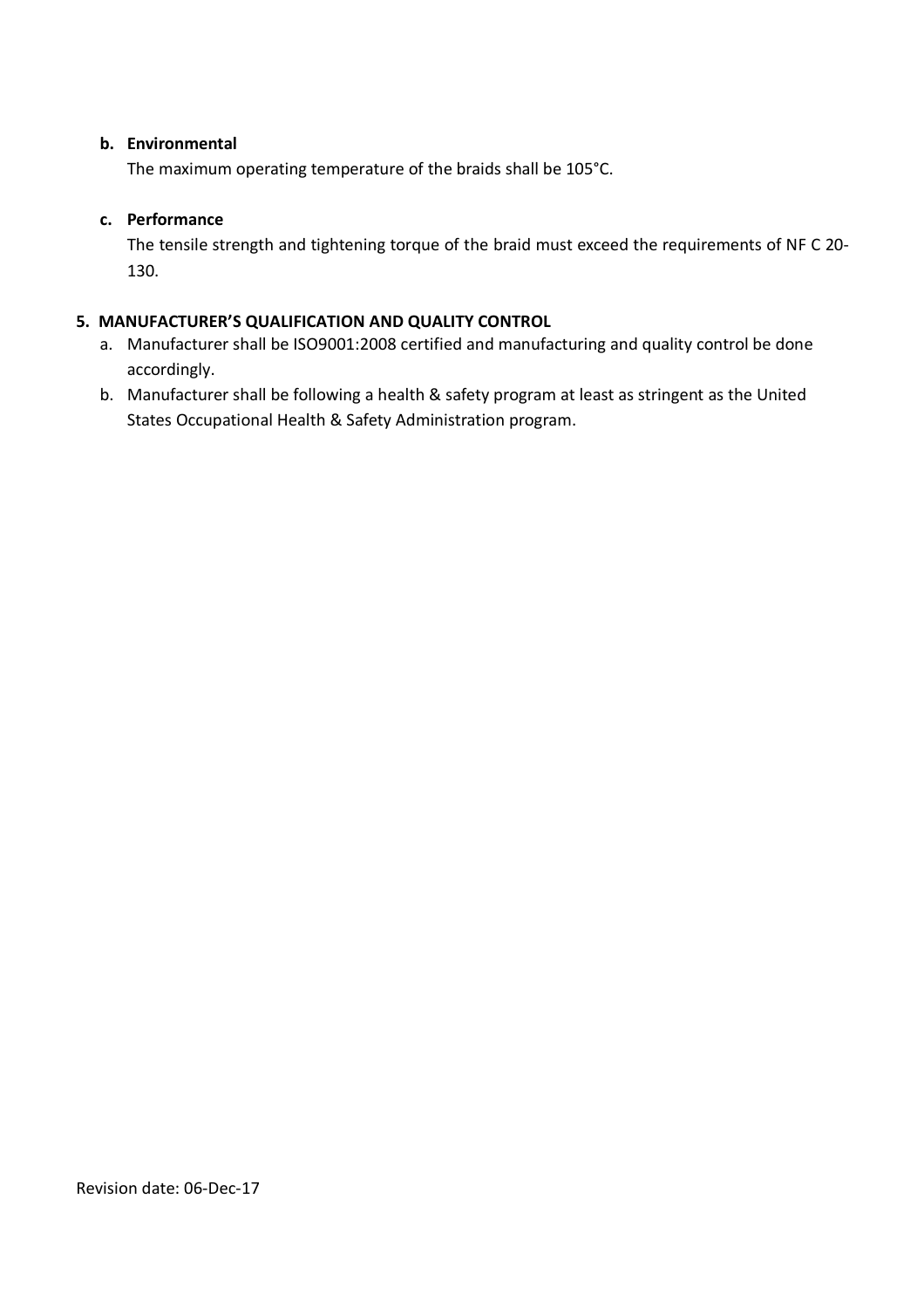**b. Environmental**

The maximum operating temperature of the braids shall be 105°C.

**c. Performance**

The tensile strength and tightening torque of the braid must exceed the requirements of NF C 20-130.

## 5. MANUFACTURER'S QUALIFICATION AND QUALITY CONTROL

a. Manufacturer shall be ISO9001:2008 certified and manufacturing and quality control be done accordingly.

b. Manufacturer shall be following a health & safety program at least as stringent as the United States Occupational Health & Safety Administration program.

Revision date: 06-Dec-17